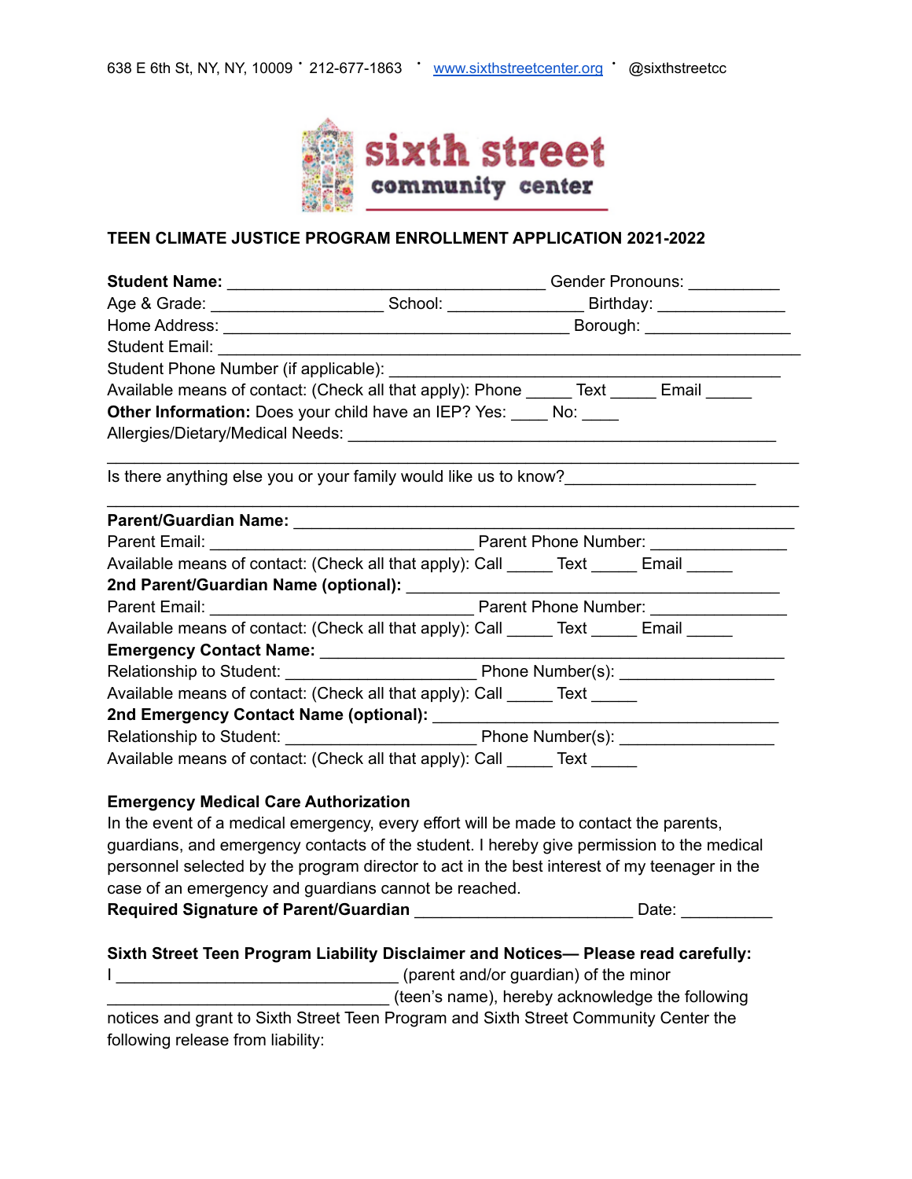638 E 6th St, NY, NY, 10009 • 212-677-1863 • www.sixthstreetcenter.org • @sixthstreetcc

sixth street community center

**TEEN CLIMATE JUSTICE PROGRAM ENROLLMENT APPLICATION 2021-2022**

**Student Name:** ____________________________________ Gender Pronouns: __________
Age & Grade: ___________________ School: _______________ Birthday: _____________
Home Address: _______________________________________ Borough: ________________
Student Email: _____________________________________________________________
Student Phone Number (if applicable): ____________________________________________
Available means of contact: (Check all that apply): Phone _____ Text _____ Email _____
**Other Information:** Does your child have an IEP? Yes: ____ No: ____
Allergies/Dietary/Medical Needs: _____________________________________________
______________________________________________________________________________
Is there anything else you or your family would like us to know?_____________________
______________________________________________________________________________
**Parent/Guardian Name:** ____________________________________________________
Parent Email: ______________________________ Parent Phone Number: _______________
Available means of contact: (Check all that apply): Call _____ Text _____ Email _____
**2nd Parent/Guardian Name (optional):** ________________________________________
Parent Email: ______________________________ Parent Phone Number: _______________
Available means of contact: (Check all that apply): Call _____ Text _____ Email _____
**Emergency Contact Name:** _________________________________________________
Relationship to Student: _____________________ Phone Number(s): _________________
Available means of contact: (Check all that apply): Call _____ Text _____
**2nd Emergency Contact Name (optional):** _____________________________________
Relationship to Student: _____________________ Phone Number(s): _________________
Available means of contact: (Check all that apply): Call _____ Text _____

**Emergency Medical Care Authorization**
In the event of a medical emergency, every effort will be made to contact the parents, guardians, and emergency contacts of the student. I hereby give permission to the medical personnel selected by the program director to act in the best interest of my teenager in the case of an emergency and guardians cannot be reached.
**Required Signature of Parent/Guardian** _______________________ Date: __________

**Sixth Street Teen Program Liability Disclaimer and Notices— Please read carefully:**
I ________________________________ (parent and/or guardian) of the minor
________________________________ (teen's name), hereby acknowledge the following notices and grant to Sixth Street Teen Program and Sixth Street Community Center the following release from liability: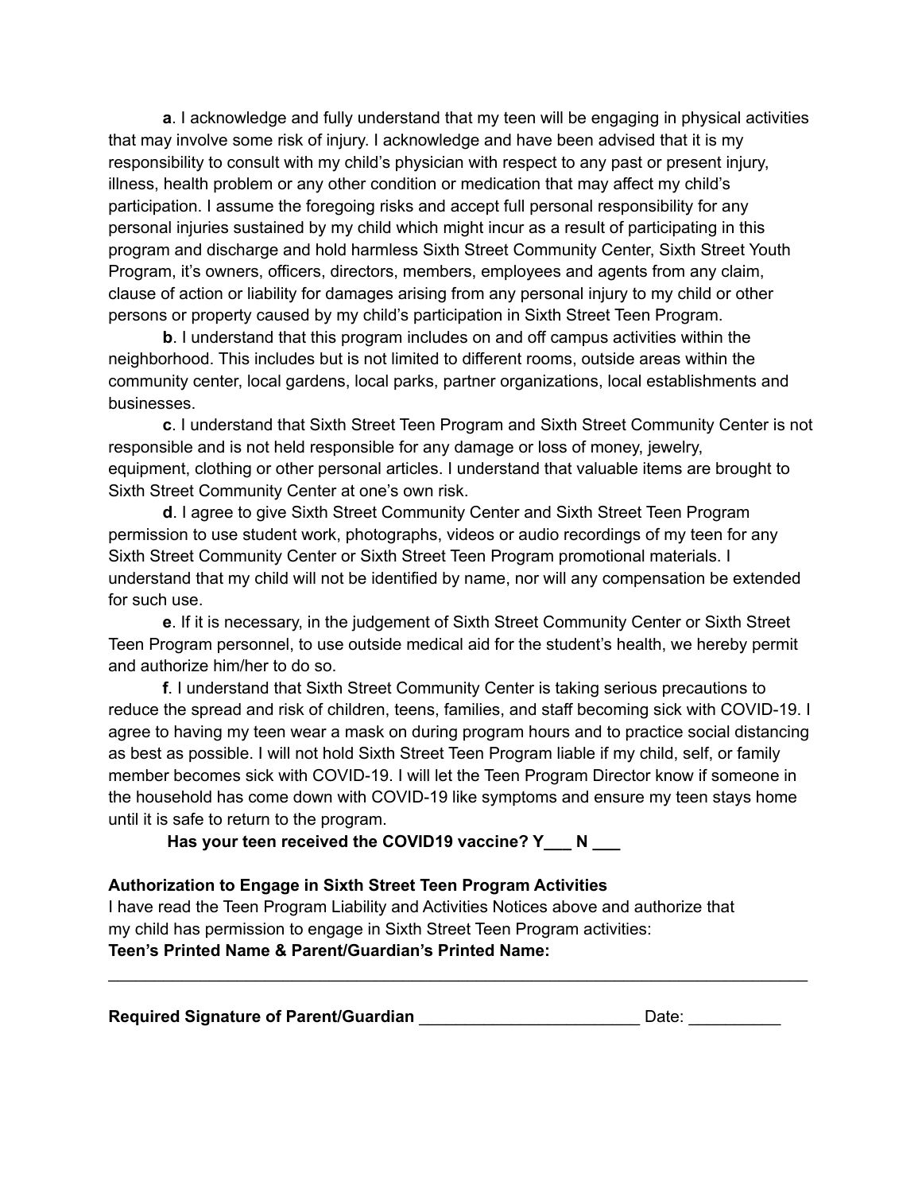**a**. I acknowledge and fully understand that my teen will be engaging in physical activities that may involve some risk of injury. I acknowledge and have been advised that it is my responsibility to consult with my child's physician with respect to any past or present injury, illness, health problem or any other condition or medication that may affect my child's participation. I assume the foregoing risks and accept full personal responsibility for any personal injuries sustained by my child which might incur as a result of participating in this program and discharge and hold harmless Sixth Street Community Center, Sixth Street Youth Program, it's owners, officers, directors, members, employees and agents from any claim, clause of action or liability for damages arising from any personal injury to my child or other persons or property caused by my child's participation in Sixth Street Teen Program.

**b**. I understand that this program includes on and off campus activities within the neighborhood. This includes but is not limited to different rooms, outside areas within the community center, local gardens, local parks, partner organizations, local establishments and businesses.

**c**. I understand that Sixth Street Teen Program and Sixth Street Community Center is not responsible and is not held responsible for any damage or loss of money, jewelry, equipment, clothing or other personal articles. I understand that valuable items are brought to Sixth Street Community Center at one's own risk.

**d**. I agree to give Sixth Street Community Center and Sixth Street Teen Program permission to use student work, photographs, videos or audio recordings of my teen for any Sixth Street Community Center or Sixth Street Teen Program promotional materials. I understand that my child will not be identified by name, nor will any compensation be extended for such use.

**e**. If it is necessary, in the judgement of Sixth Street Community Center or Sixth Street Teen Program personnel, to use outside medical aid for the student's health, we hereby permit and authorize him/her to do so.

**f**. I understand that Sixth Street Community Center is taking serious precautions to reduce the spread and risk of children, teens, families, and staff becoming sick with COVID-19. I agree to having my teen wear a mask on during program hours and to practice social distancing as best as possible. I will not hold Sixth Street Teen Program liable if my child, self, or family member becomes sick with COVID-19. I will let the Teen Program Director know if someone in the household has come down with COVID-19 like symptoms and ensure my teen stays home until it is safe to return to the program.

**Has your teen received the COVID19 vaccine? Y___ N ___**

**Authorization to Engage in Sixth Street Teen Program Activities**

I have read the Teen Program Liability and Activities Notices above and authorize that my child has permission to engage in Sixth Street Teen Program activities:

**Teen's Printed Name & Parent/Guardian's Printed Name:**

________________________________________________________________________________

**Required Signature of Parent/Guardian** ________________________ Date: __________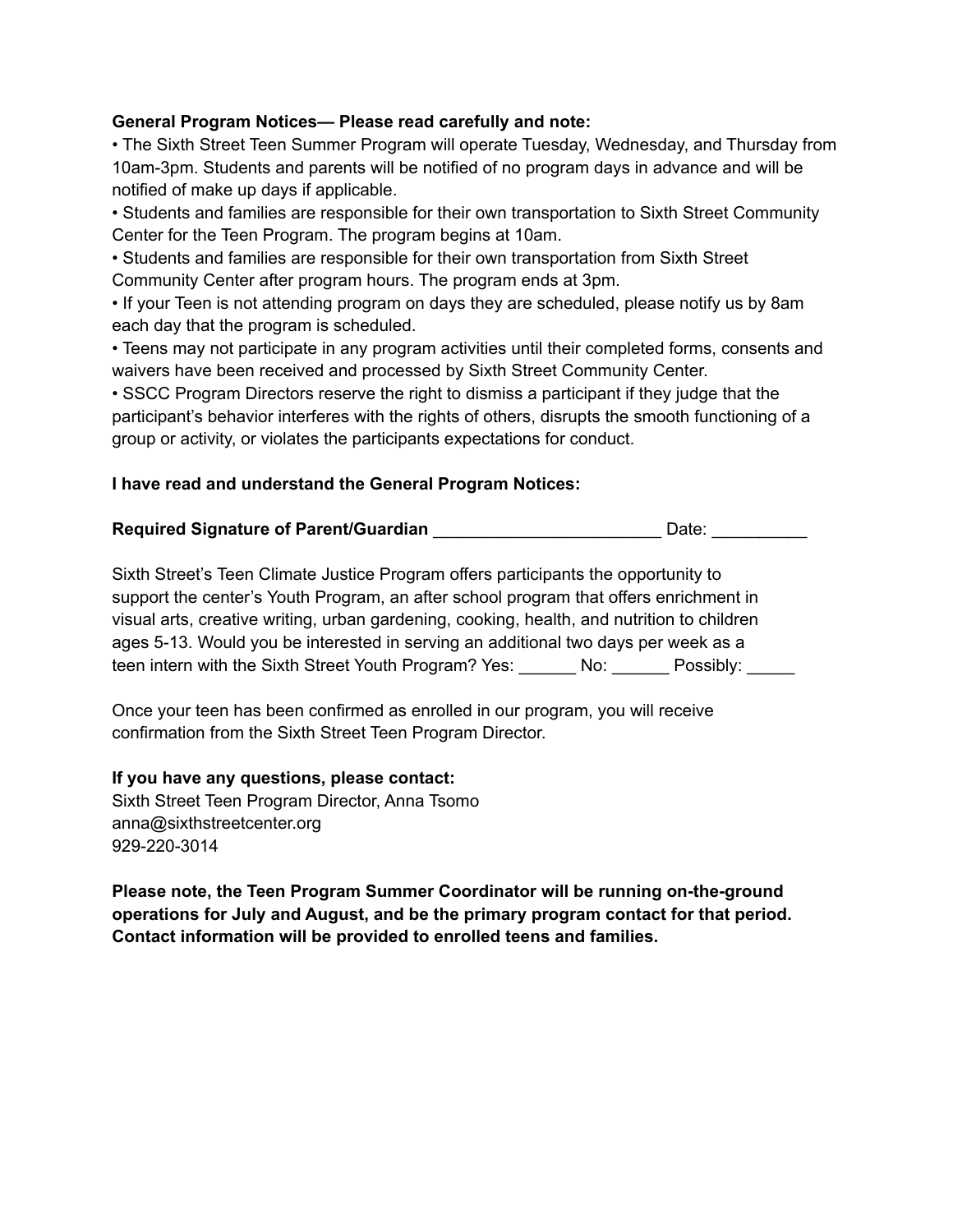**General Program Notices— Please read carefully and note:**

• The Sixth Street Teen Summer Program will operate Tuesday, Wednesday, and Thursday from 10am-3pm. Students and parents will be notified of no program days in advance and will be notified of make up days if applicable.
• Students and families are responsible for their own transportation to Sixth Street Community Center for the Teen Program. The program begins at 10am.
• Students and families are responsible for their own transportation from Sixth Street Community Center after program hours. The program ends at 3pm.
• If your Teen is not attending program on days they are scheduled, please notify us by 8am each day that the program is scheduled.
• Teens may not participate in any program activities until their completed forms, consents and waivers have been received and processed by Sixth Street Community Center.
• SSCC Program Directors reserve the right to dismiss a participant if they judge that the participant's behavior interferes with the rights of others, disrupts the smooth functioning of a group or activity, or violates the participants expectations for conduct.

**I have read and understand the General Program Notices:**

**Required Signature of Parent/Guardian** ________________________ Date: __________

Sixth Street's Teen Climate Justice Program offers participants the opportunity to support the center's Youth Program, an after school program that offers enrichment in visual arts, creative writing, urban gardening, cooking, health, and nutrition to children ages 5-13. Would you be interested in serving an additional two days per week as a teen intern with the Sixth Street Youth Program? Yes: ______ No: ______ Possibly: _____

Once your teen has been confirmed as enrolled in our program, you will receive confirmation from the Sixth Street Teen Program Director.

**If you have any questions, please contact:**
Sixth Street Teen Program Director, Anna Tsomo
anna@sixthstreetcenter.org
929-220-3014

**Please note, the Teen Program Summer Coordinator will be running on-the-ground operations for July and August, and be the primary program contact for that period. Contact information will be provided to enrolled teens and families.**